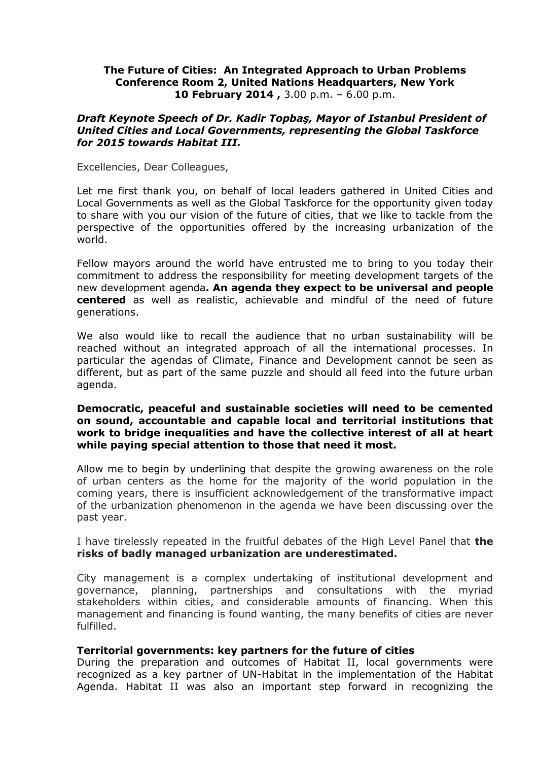**The Future of Cities: An Integrated Approach to Urban Problems**
**Conference Room 2, United Nations Headquarters, New York**
**10 February 2014 ,** 3.00 p.m. – 6.00 p.m.

***Draft Keynote Speech of Dr. Kadir Topbaş, Mayor of Istanbul President of United Cities and Local Governments, representing the Global Taskforce for 2015 towards Habitat III.***

Excellencies, Dear Colleagues,

Let me first thank you, on behalf of local leaders gathered in United Cities and Local Governments as well as the Global Taskforce for the opportunity given today to share with you our vision of the future of cities, that we like to tackle from the perspective of the opportunities offered by the increasing urbanization of the world.

Fellow mayors around the world have entrusted me to bring to you today their commitment to address the responsibility for meeting development targets of the new development agenda**. An agenda they expect to be universal and people centered** as well as realistic, achievable and mindful of the need of future generations.

We also would like to recall the audience that no urban sustainability will be reached without an integrated approach of all the international processes. In particular the agendas of Climate, Finance and Development cannot be seen as different, but as part of the same puzzle and should all feed into the future urban agenda.

**Democratic, peaceful and sustainable societies will need to be cemented on sound, accountable and capable local and territorial institutions that work to bridge inequalities and have the collective interest of all at heart while paying special attention to those that need it most.**

Allow me to begin by underlining that despite the growing awareness on the role of urban centers as the home for the majority of the world population in the coming years, there is insufficient acknowledgement of the transformative impact of the urbanization phenomenon in the agenda we have been discussing over the past year.

I have tirelessly repeated in the fruitful debates of the High Level Panel that **the risks of badly managed urbanization are underestimated.**

City management is a complex undertaking of institutional development and governance, planning, partnerships and consultations with the myriad stakeholders within cities, and considerable amounts of financing. When this management and financing is found wanting, the many benefits of cities are never fulfilled.

**Territorial governments: key partners for the future of cities**

During the preparation and outcomes of Habitat II, local governments were recognized as a key partner of UN-Habitat in the implementation of the Habitat Agenda. Habitat II was also an important step forward in recognizing the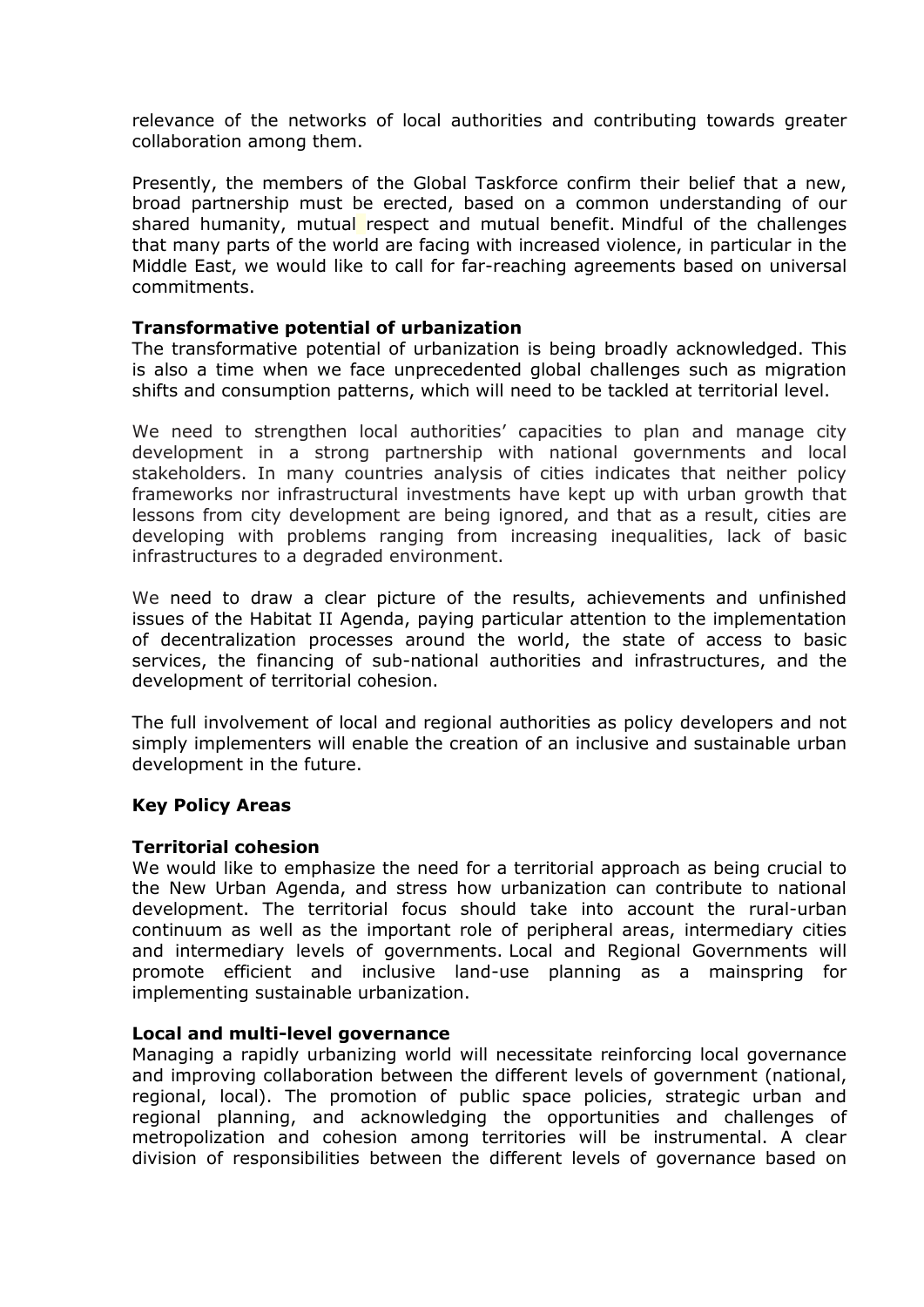relevance of the networks of local authorities and contributing towards greater collaboration among them.

Presently, the members of the Global Taskforce confirm their belief that a new, broad partnership must be erected, based on a common understanding of our shared humanity, mutual respect and mutual benefit. Mindful of the challenges that many parts of the world are facing with increased violence, in particular in the Middle East, we would like to call for far-reaching agreements based on universal commitments.

**Transformative potential of urbanization**

The transformative potential of urbanization is being broadly acknowledged. This is also a time when we face unprecedented global challenges such as migration shifts and consumption patterns, which will need to be tackled at territorial level.

We need to strengthen local authorities' capacities to plan and manage city development in a strong partnership with national governments and local stakeholders. In many countries analysis of cities indicates that neither policy frameworks nor infrastructural investments have kept up with urban growth that lessons from city development are being ignored, and that as a result, cities are developing with problems ranging from increasing inequalities, lack of basic infrastructures to a degraded environment.

We need to draw a clear picture of the results, achievements and unfinished issues of the Habitat II Agenda, paying particular attention to the implementation of decentralization processes around the world, the state of access to basic services, the financing of sub-national authorities and infrastructures, and the development of territorial cohesion.

The full involvement of local and regional authorities as policy developers and not simply implementers will enable the creation of an inclusive and sustainable urban development in the future.

**Key Policy Areas**

**Territorial cohesion**

We would like to emphasize the need for a territorial approach as being crucial to the New Urban Agenda, and stress how urbanization can contribute to national development. The territorial focus should take into account the rural-urban continuum as well as the important role of peripheral areas, intermediary cities and intermediary levels of governments. Local and Regional Governments will promote efficient and inclusive land-use planning as a mainspring for implementing sustainable urbanization.

**Local and multi-level governance**

Managing a rapidly urbanizing world will necessitate reinforcing local governance and improving collaboration between the different levels of government (national, regional, local). The promotion of public space policies, strategic urban and regional planning, and acknowledging the opportunities and challenges of metropolization and cohesion among territories will be instrumental. A clear division of responsibilities between the different levels of governance based on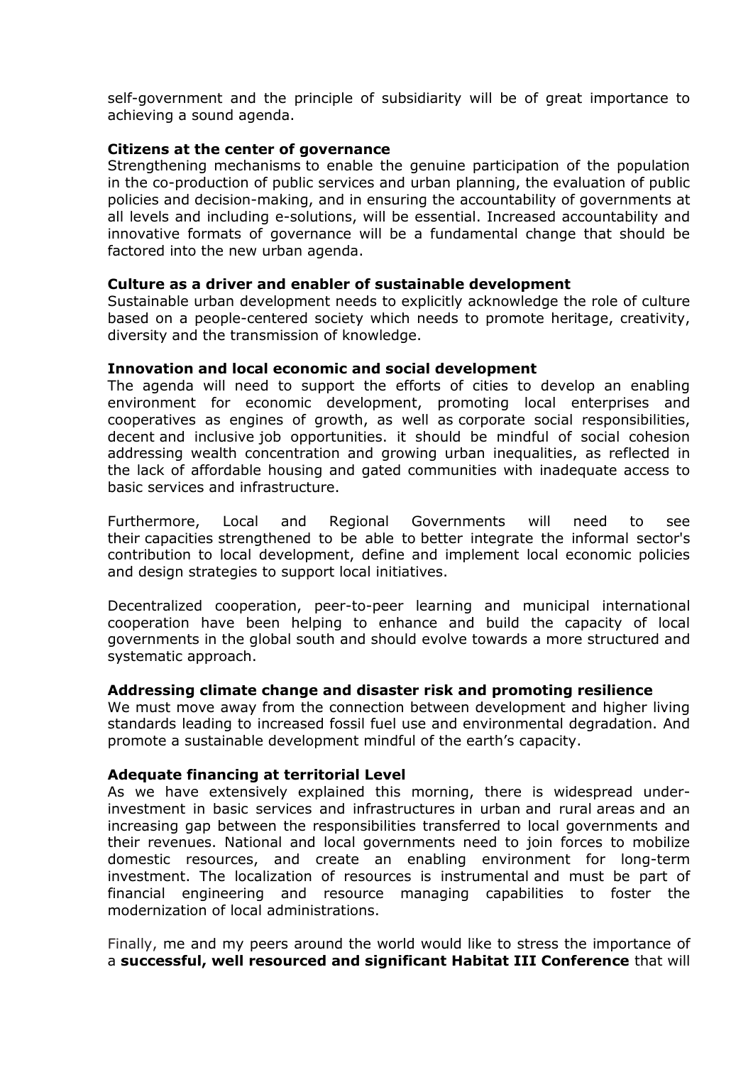self-government and the principle of subsidiarity will be of great importance to achieving a sound agenda.

**Citizens at the center of governance**
Strengthening mechanisms to enable the genuine participation of the population in the co-production of public services and urban planning, the evaluation of public policies and decision-making, and in ensuring the accountability of governments at all levels and including e-solutions, will be essential. Increased accountability and innovative formats of governance will be a fundamental change that should be factored into the new urban agenda.

**Culture as a driver and enabler of sustainable development**
Sustainable urban development needs to explicitly acknowledge the role of culture based on a people-centered society which needs to promote heritage, creativity, diversity and the transmission of knowledge.

**Innovation and local economic and social development**
The agenda will need to support the efforts of cities to develop an enabling environment for economic development, promoting local enterprises and cooperatives as engines of growth, as well as corporate social responsibilities, decent and inclusive job opportunities. it should be mindful of social cohesion addressing wealth concentration and growing urban inequalities, as reflected in the lack of affordable housing and gated communities with inadequate access to basic services and infrastructure.

Furthermore, Local and Regional Governments will need to see their capacities strengthened to be able to better integrate the informal sector's contribution to local development, define and implement local economic policies and design strategies to support local initiatives.

Decentralized cooperation, peer-to-peer learning and municipal international cooperation have been helping to enhance and build the capacity of local governments in the global south and should evolve towards a more structured and systematic approach.

**Addressing climate change and disaster risk and promoting resilience**
We must move away from the connection between development and higher living standards leading to increased fossil fuel use and environmental degradation. And promote a sustainable development mindful of the earth's capacity.

**Adequate financing at territorial Level**
As we have extensively explained this morning, there is widespread under-investment in basic services and infrastructures in urban and rural areas and an increasing gap between the responsibilities transferred to local governments and their revenues. National and local governments need to join forces to mobilize domestic resources, and create an enabling environment for long-term investment. The localization of resources is instrumental and must be part of financial engineering and resource managing capabilities to foster the modernization of local administrations.

Finally, me and my peers around the world would like to stress the importance of a **successful, well resourced and significant Habitat III Conference** that will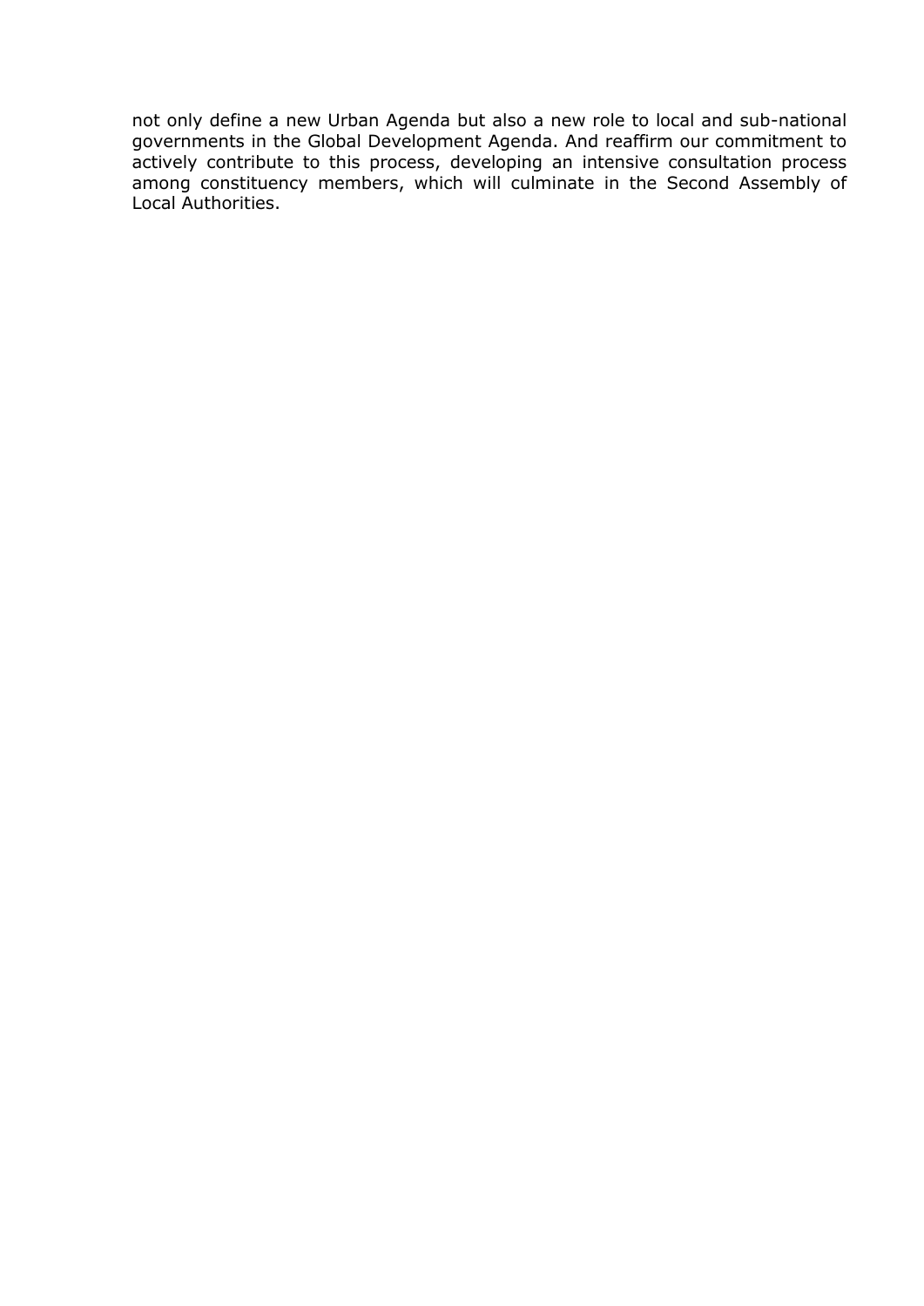not only define a new Urban Agenda but also a new role to local and sub-national governments in the Global Development Agenda. And reaffirm our commitment to actively contribute to this process, developing an intensive consultation process among constituency members, which will culminate in the Second Assembly of Local Authorities.